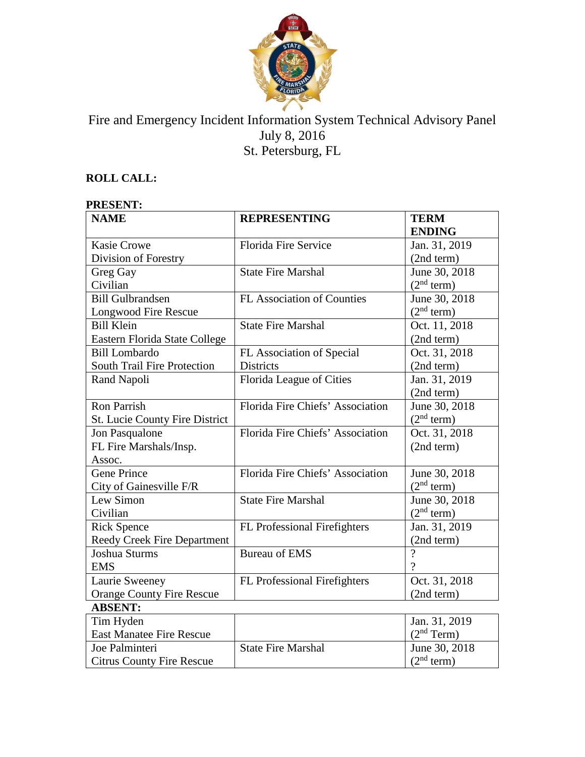# Fire and Emergency Incident Information System Technical Advisory Panel

July 8, 2016

St. Petersburg, FL

**ROLL CALL:**

**PRESENT:**

| **NAME** | **REPRESENTING** | **TERM ENDING** |
|---|---|---|
| Kasie Crowe<br>Division of Forestry | Florida Fire Service | Jan. 31, 2019<br>(2nd term) |
| Greg Gay<br>Civilian | State Fire Marshal | June 30, 2018<br>(2nd term) |
| Bill Gulbrandsen<br>Longwood Fire Rescue | FL Association of Counties | June 30, 2018<br>(2nd term) |
| Bill Klein<br>Eastern Florida State College | State Fire Marshal | Oct. 11, 2018<br>(2nd term) |
| Bill Lombardo<br>South Trail Fire Protection | FL Association of Special Districts | Oct. 31, 2018<br>(2nd term) |
| Rand Napoli | Florida League of Cities | Jan. 31, 2019<br>(2nd term) |
| Ron Parrish<br>St. Lucie County Fire District | Florida Fire Chiefs' Association | June 30, 2018<br>(2nd term) |
| Jon Pasqualone<br>FL Fire Marshals/Insp. Assoc. | Florida Fire Chiefs' Association | Oct. 31, 2018<br>(2nd term) |
| Gene Prince<br>City of Gainesville F/R | Florida Fire Chiefs' Association | June 30, 2018<br>(2nd term) |
| Lew Simon<br>Civilian | State Fire Marshal | June 30, 2018<br>(2nd term) |
| Rick Spence<br>Reedy Creek Fire Department | FL Professional Firefighters | Jan. 31, 2019<br>(2nd term) |
| Joshua Sturms<br>EMS | Bureau of EMS | ?<br>? |
| Laurie Sweeney<br>Orange County Fire Rescue | FL Professional Firefighters | Oct. 31, 2018<br>(2nd term) |
| **ABSENT:** | | |
| Tim Hyden<br>East Manatee Fire Rescue | | Jan. 31, 2019<br>(2nd Term) |
| Joe Palminteri<br>Citrus County Fire Rescue | State Fire Marshal | June 30, 2018<br>(2nd term) |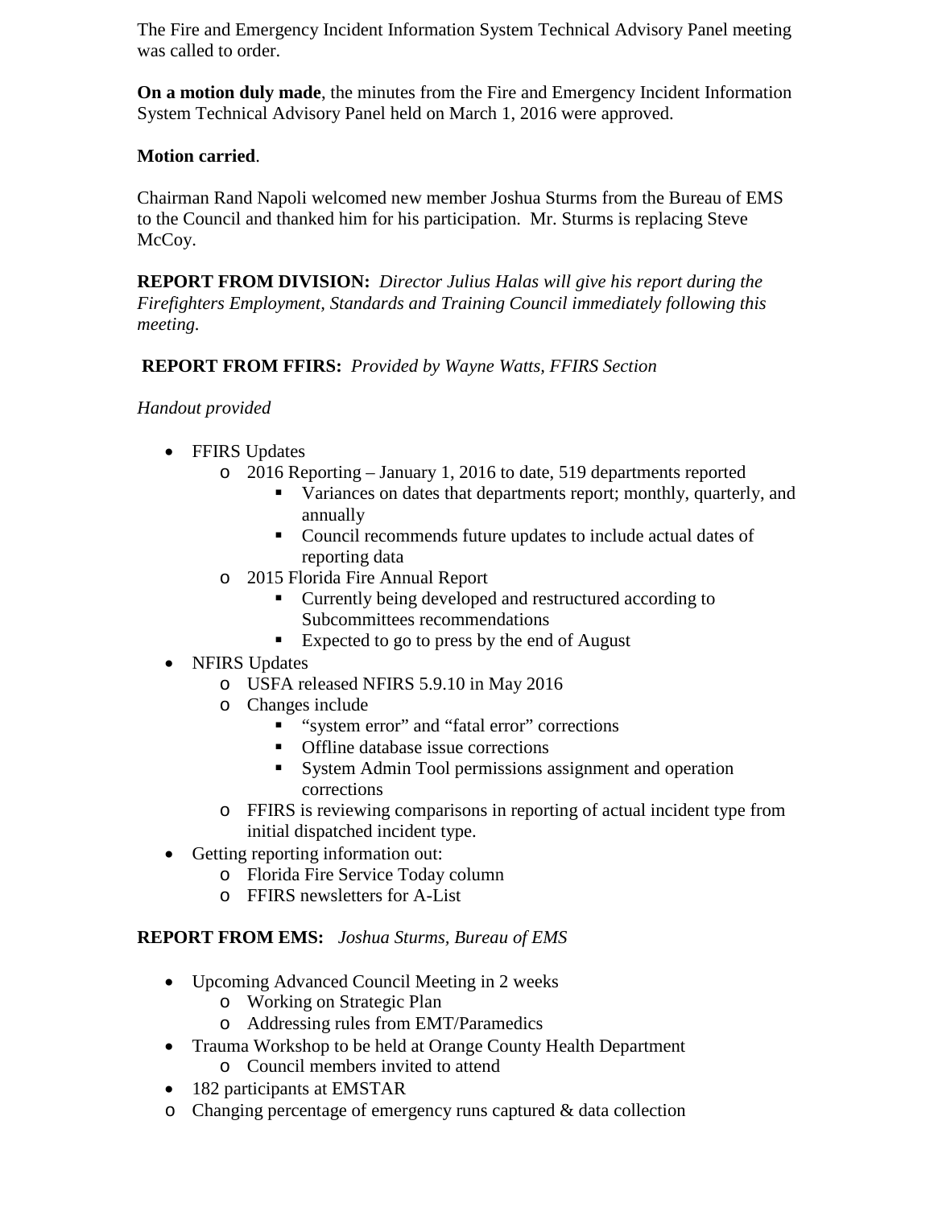The Fire and Emergency Incident Information System Technical Advisory Panel meeting was called to order.

**On a motion duly made**, the minutes from the Fire and Emergency Incident Information System Technical Advisory Panel held on March 1, 2016 were approved.

**Motion carried**.

Chairman Rand Napoli welcomed new member Joshua Sturms from the Bureau of EMS to the Council and thanked him for his participation. Mr. Sturms is replacing Steve McCoy.

**REPORT FROM DIVISION:** *Director Julius Halas will give his report during the Firefighters Employment, Standards and Training Council immediately following this meeting.*

**REPORT FROM FFIRS:** *Provided by Wayne Watts, FFIRS Section*

*Handout provided*

- FFIRS Updates
  - 2016 Reporting – January 1, 2016 to date, 519 departments reported
    - Variances on dates that departments report; monthly, quarterly, and annually
    - Council recommends future updates to include actual dates of reporting data
  - 2015 Florida Fire Annual Report
    - Currently being developed and restructured according to Subcommittees recommendations
    - Expected to go to press by the end of August
- NFIRS Updates
  - USFA released NFIRS 5.9.10 in May 2016
  - Changes include
    - "system error" and "fatal error" corrections
    - Offline database issue corrections
    - System Admin Tool permissions assignment and operation corrections
  - FFIRS is reviewing comparisons in reporting of actual incident type from initial dispatched incident type.
- Getting reporting information out:
  - Florida Fire Service Today column
  - FFIRS newsletters for A-List

**REPORT FROM EMS:** *Joshua Sturms, Bureau of EMS*

- Upcoming Advanced Council Meeting in 2 weeks
  - Working on Strategic Plan
  - Addressing rules from EMT/Paramedics
- Trauma Workshop to be held at Orange County Health Department
  - Council members invited to attend
- 182 participants at EMSTAR
- Changing percentage of emergency runs captured & data collection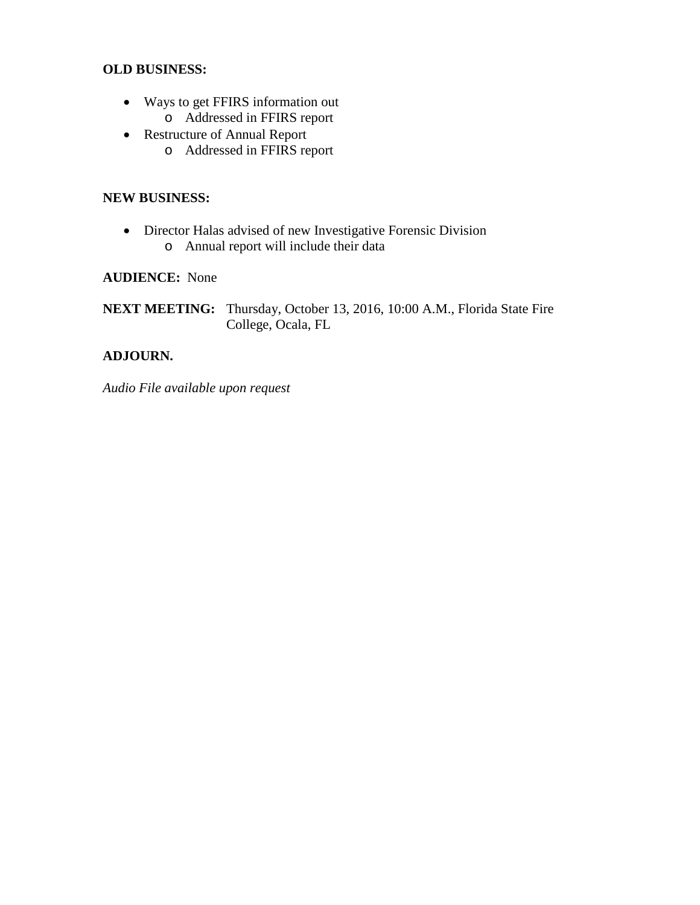**OLD BUSINESS:**

- Ways to get FFIRS information out
  - Addressed in FFIRS report
- Restructure of Annual Report
  - Addressed in FFIRS report

**NEW BUSINESS:**

- Director Halas advised of new Investigative Forensic Division
  - Annual report will include their data

**AUDIENCE:** None

**NEXT MEETING:** Thursday, October 13, 2016, 10:00 A.M., Florida State Fire College, Ocala, FL

**ADJOURN.**

*Audio File available upon request*